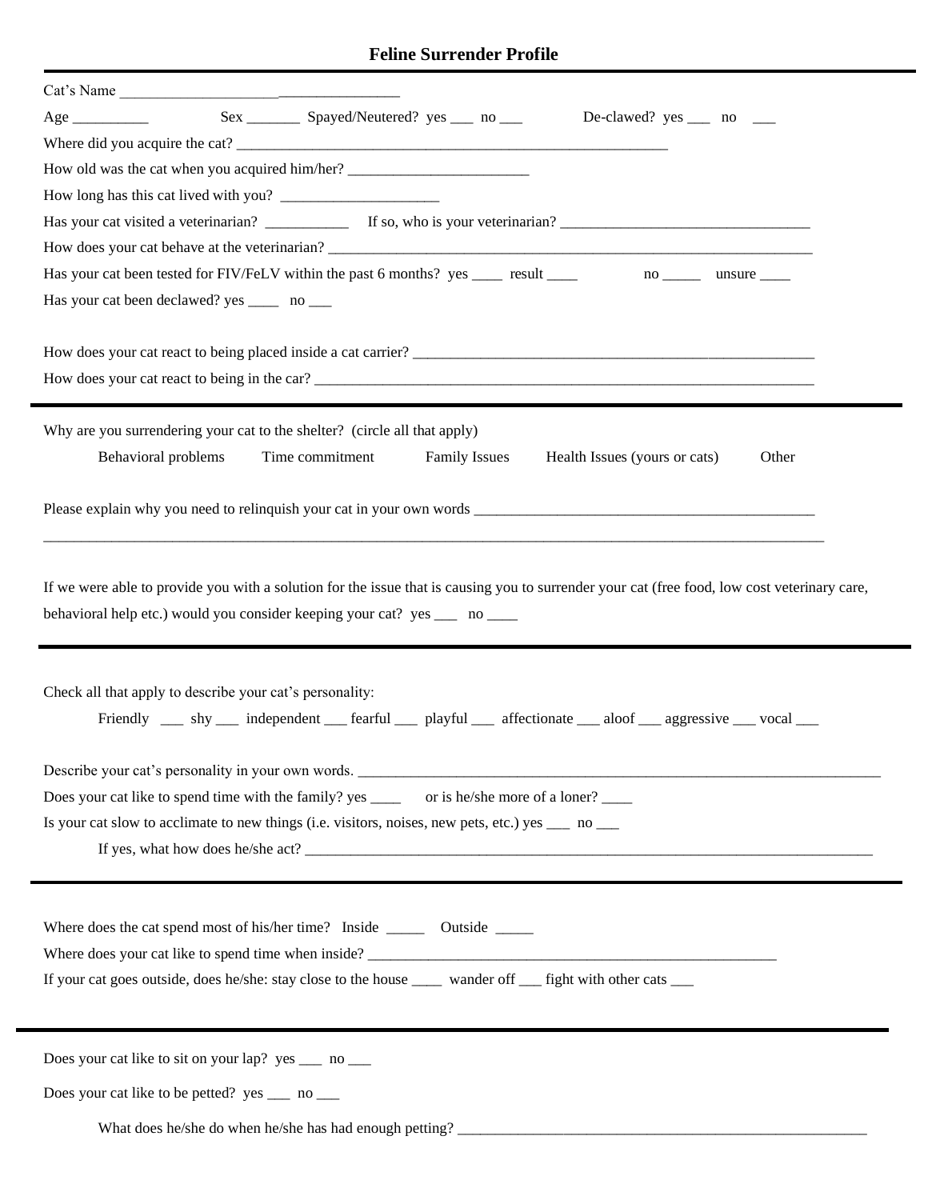# Feline Surrender Profile

Cat's Name ____________________________________

Age __________ Sex _______ Spayed/Neutered? yes ___ no ___ De-clawed? yes ___ no ___

Where did you acquire the cat? ___________________________________________________________

How old was the cat when you acquired him/her? ________________________

How long has this cat lived with you? _____________________

Has your cat visited a veterinarian? ___________ If so, who is your veterinarian? _________________________________

How does your cat behave at the veterinarian? ________________________________________________________________

Has your cat been tested for FIV/FeLV within the past 6 months? yes ____ result ____ no _____ unsure ____

Has your cat been declawed? yes ____ no ___

How does your cat react to being placed inside a cat carrier? _______________________________________________________

How does your cat react to being in the car? _____________________________________________________________________

---

Why are you surrendering your cat to the shelter? (circle all that apply)

Behavioral problems Time commitment Family Issues Health Issues (yours or cats) Other

Please explain why you need to relinquish your cat in your own words _____________________________________________

_________________________________________________________________________________________________________

If we were able to provide you with a solution for the issue that is causing you to surrender your cat (free food, low cost veterinary care, behavioral help etc.) would you consider keeping your cat? yes ___ no ____

---

Check all that apply to describe your cat's personality:

Friendly ___ shy ___ independent ___ fearful ___ playful ___ affectionate ___ aloof ___ aggressive ___ vocal ___

Describe your cat's personality in your own words. ____________________________________________________________________

Does your cat like to spend time with the family? yes ____ or is he/she more of a loner? ____

Is your cat slow to acclimate to new things (i.e. visitors, noises, new pets, etc.) yes ___ no ___

If yes, what how does he/she act? _____________________________________________________________________________

---

Where does the cat spend most of his/her time? Inside _____ Outside _____

Where does your cat like to spend time when inside? ______________________________________________________

If your cat goes outside, does he/she: stay close to the house ____ wander off ___ fight with other cats ___

---

Does your cat like to sit on your lap? yes ___ no ___

Does your cat like to be petted? yes ___ no ___

What does he/she do when he/she has had enough petting? _________________________________________________________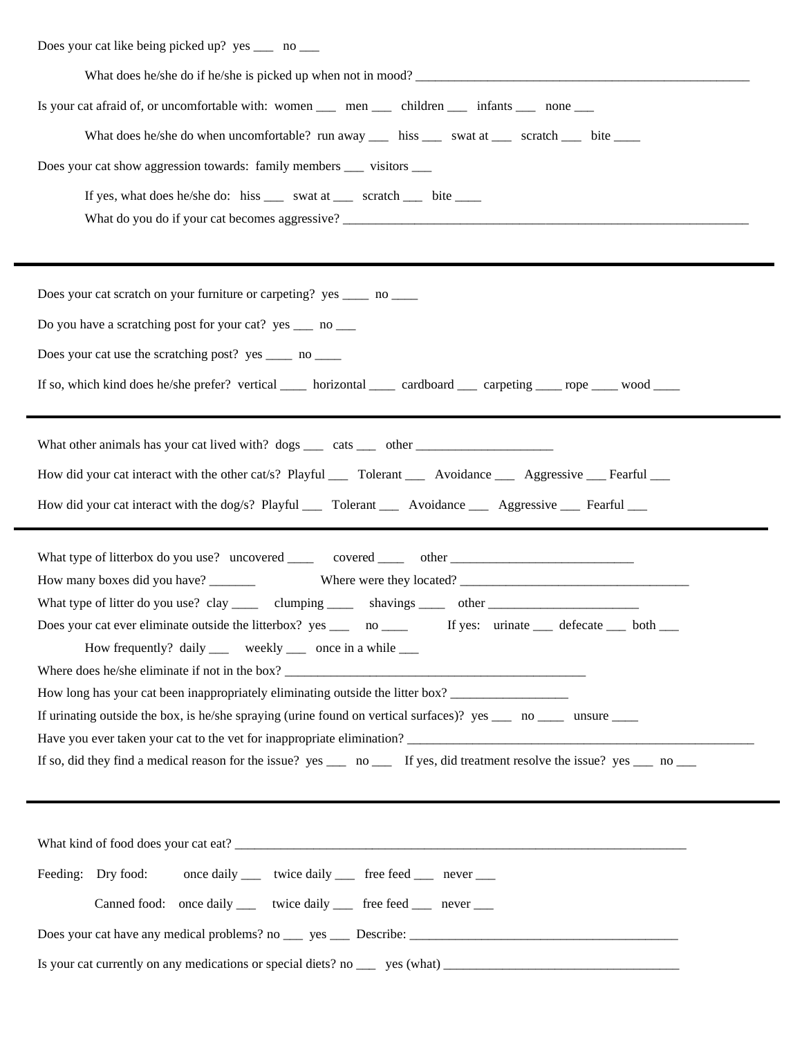Does your cat like being picked up? yes ___ no ___

What does he/she do if he/she is picked up when not in mood? ____________________________________________________

Is your cat afraid of, or uncomfortable with: women ___ men ___ children ___ infants ___ none ___

What does he/she do when uncomfortable? run away ___ hiss ___ swat at ___ scratch ___ bite ____

Does your cat show aggression towards: family members ___ visitors ___

If yes, what does he/she do: hiss ___ swat at ___ scratch ___ bite ____

What do you do if your cat becomes aggressive? ____________________________________________________________________

---

Does your cat scratch on your furniture or carpeting? yes ____ no ____

Do you have a scratching post for your cat? yes ___ no ___

Does your cat use the scratching post? yes ____ no ____

If so, which kind does he/she prefer? vertical ____ horizontal ____ cardboard ___ carpeting ____ rope ____ wood ____

---

What other animals has your cat lived with? dogs ___ cats ___ other _____________________

How did your cat interact with the other cat/s? Playful ___ Tolerant ___ Avoidance ___ Aggressive ___ Fearful ___

How did your cat interact with the dog/s? Playful ___ Tolerant ___ Avoidance ___ Aggressive ___ Fearful ___

---

What type of litterbox do you use? uncovered ____ covered ____ other ____________________________

How many boxes did you have? _______ Where were they located? ___________________________________

What type of litter do you use? clay ____ clumping ____ shavings ____ other ________________________

Does your cat ever eliminate outside the litterbox? yes ___ no ____ If yes: urinate ___ defecate ___ both ___

How frequently? daily ___ weekly ___ once in a while ___

Where does he/she eliminate if not in the box? ________________________________________________

How long has your cat been inappropriately eliminating outside the litter box? __________________

If urinating outside the box, is he/she spraying (urine found on vertical surfaces)? yes ___ no ____ unsure ____

Have you ever taken your cat to the vet for inappropriate elimination? _______________________________________________________

If so, did they find a medical reason for the issue? yes ___ no ___ If yes, did treatment resolve the issue? yes ___ no ___

---

What kind of food does your cat eat? __________________________________________________________________________

Feeding: Dry food: once daily ___ twice daily ___ free feed ___ never ___

Canned food: once daily ___ twice daily ___ free feed ___ never ___

Does your cat have any medical problems? no ___ yes ___ Describe: __________________________________________

Is your cat currently on any medications or special diets? no ___ yes (what) _____________________________________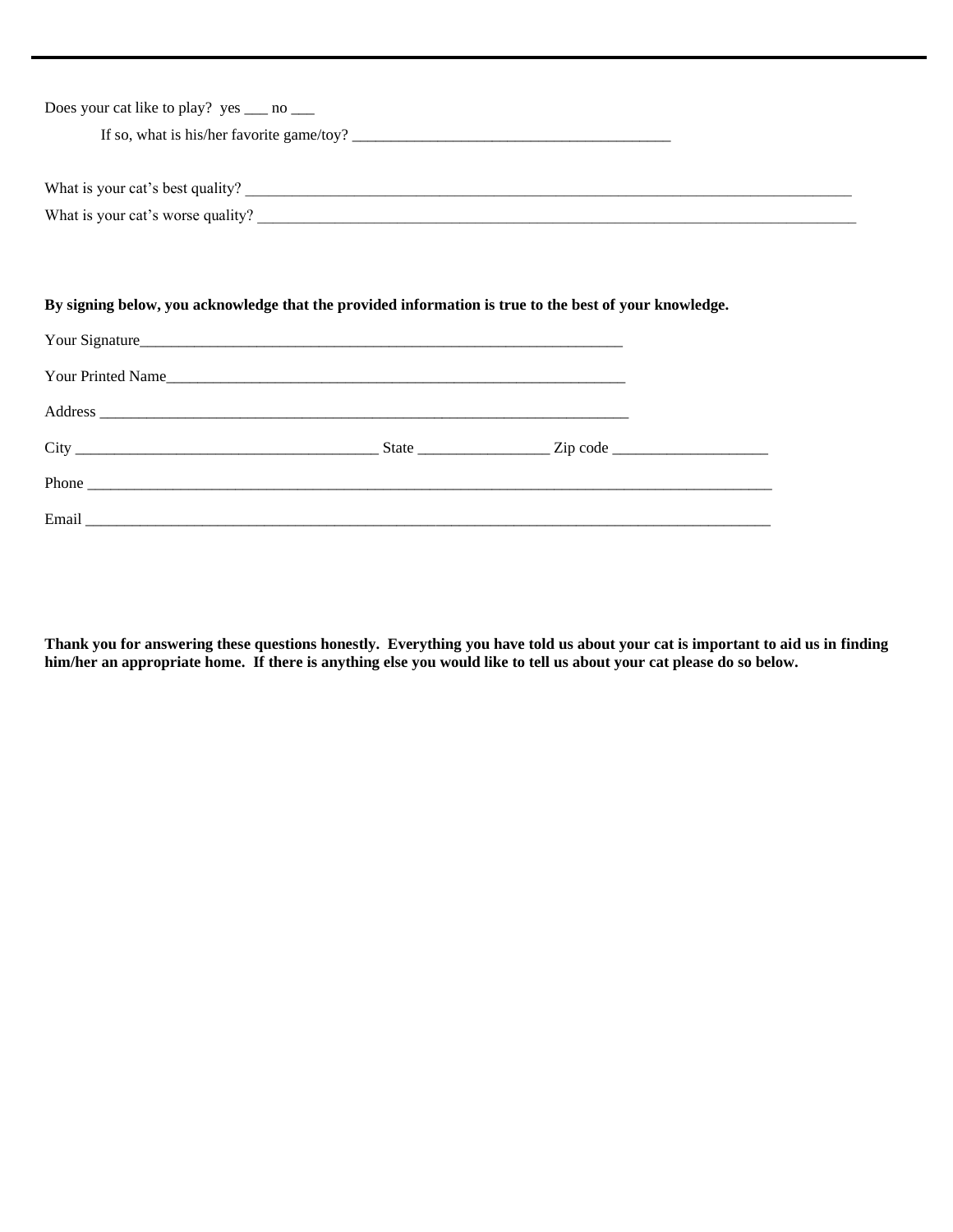---

Does your cat like to play? yes ___ no ___

If so, what is his/her favorite game/toy? ________________________________________

What is your cat's best quality? ________________________________________________________________________________

What is your cat's worse quality? ________________________________________________________________________________

**By signing below, you acknowledge that the provided information is true to the best of your knowledge.**

Your Signature_________________________________________________________________

Your Printed Name_____________________________________________________________

Address ______________________________________________________________________

City _______________________________________ State ________________ Zip code ___________________

Phone _____________________________________________________________________________________________

Email _____________________________________________________________________________________________

**Thank you for answering these questions honestly. Everything you have told us about your cat is important to aid us in finding him/her an appropriate home. If there is anything else you would like to tell us about your cat please do so below.**